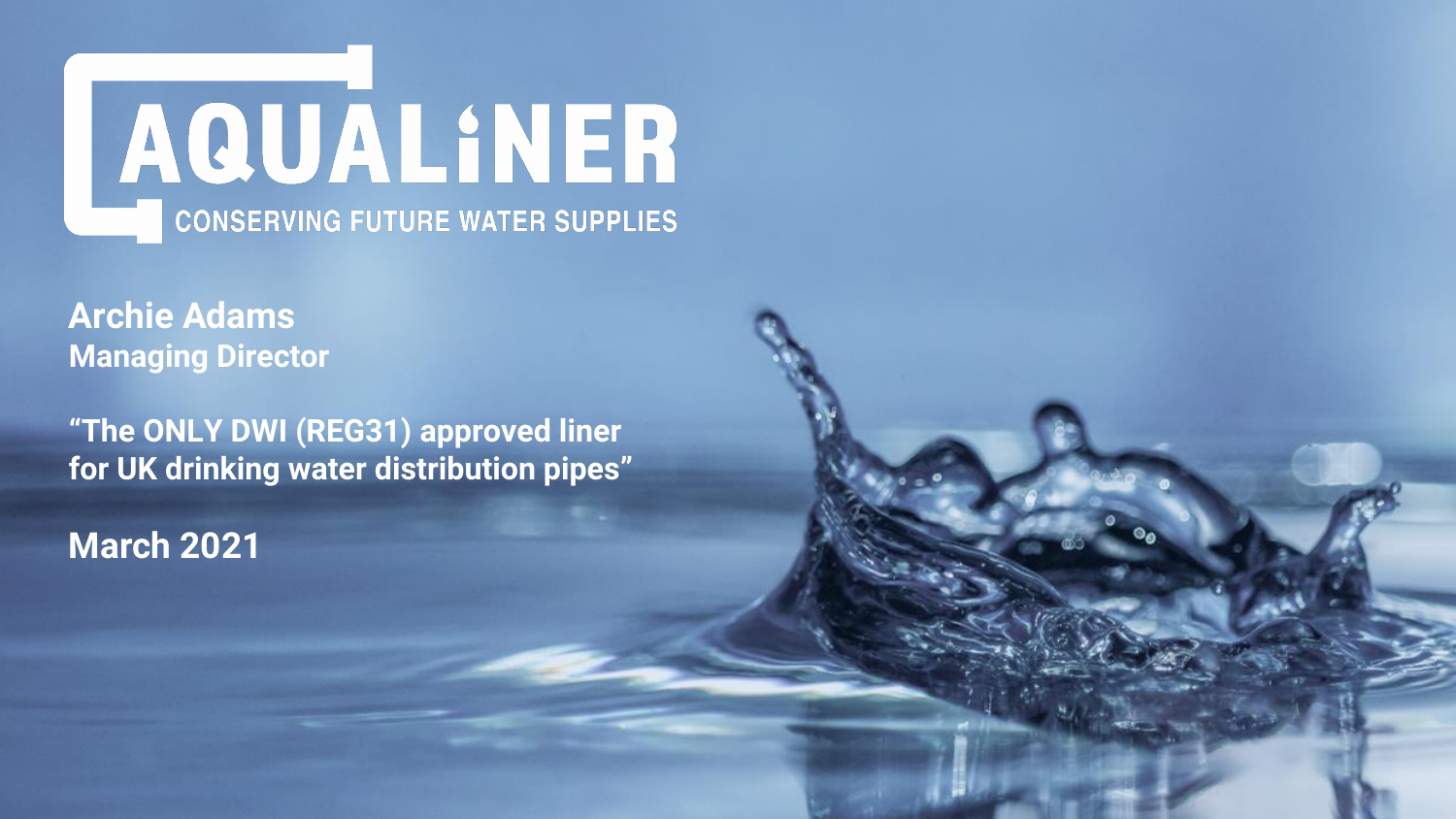# AQUALiNER

CONSERVING FUTURE WATER SUPPLIES

**Archie Adams**
**Managing Director**

**"The ONLY DWI (REG31) approved liner for UK drinking water distribution pipes"**

**March 2021**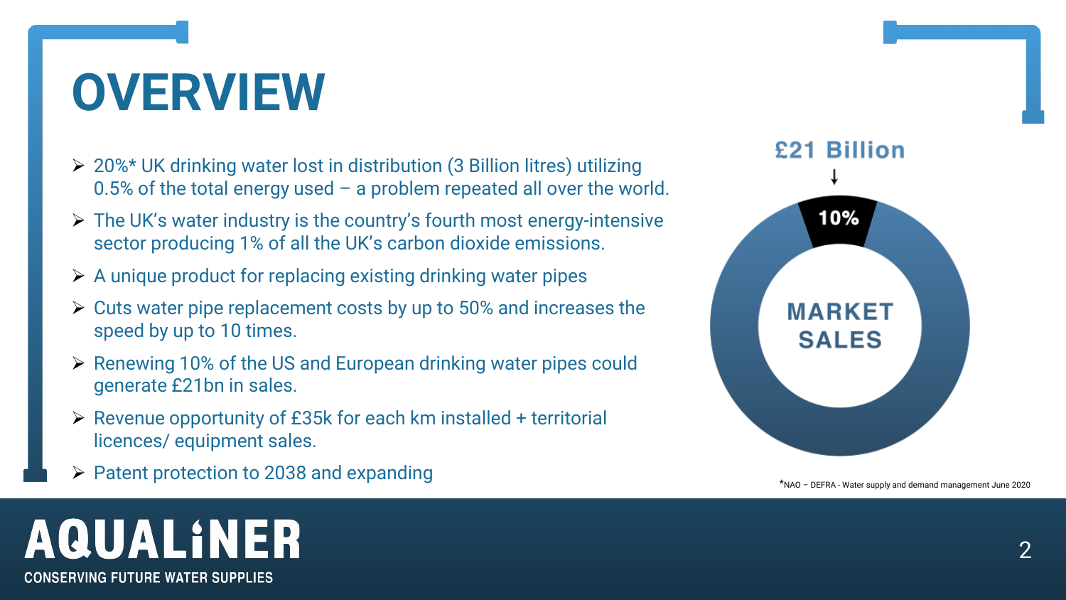# OVERVIEW

- 20%* UK drinking water lost in distribution (3 Billion litres) utilizing 0.5% of the total energy used – a problem repeated all over the world.
- The UK's water industry is the country's fourth most energy-intensive sector producing 1% of all the UK's carbon dioxide emissions.
- A unique product for replacing existing drinking water pipes
- Cuts water pipe replacement costs by up to 50% and increases the speed by up to 10 times.
- Renewing 10% of the US and European drinking water pipes could generate £21bn in sales.
- Revenue opportunity of £35k for each km installed + territorial licences/ equipment sales.
- Patent protection to 2038 and expanding

£21 Billion

10%

MARKET SALES

*NAO – DEFRA - Water supply and demand management June 2020

AQUALiNER

CONSERVING FUTURE WATER SUPPLIES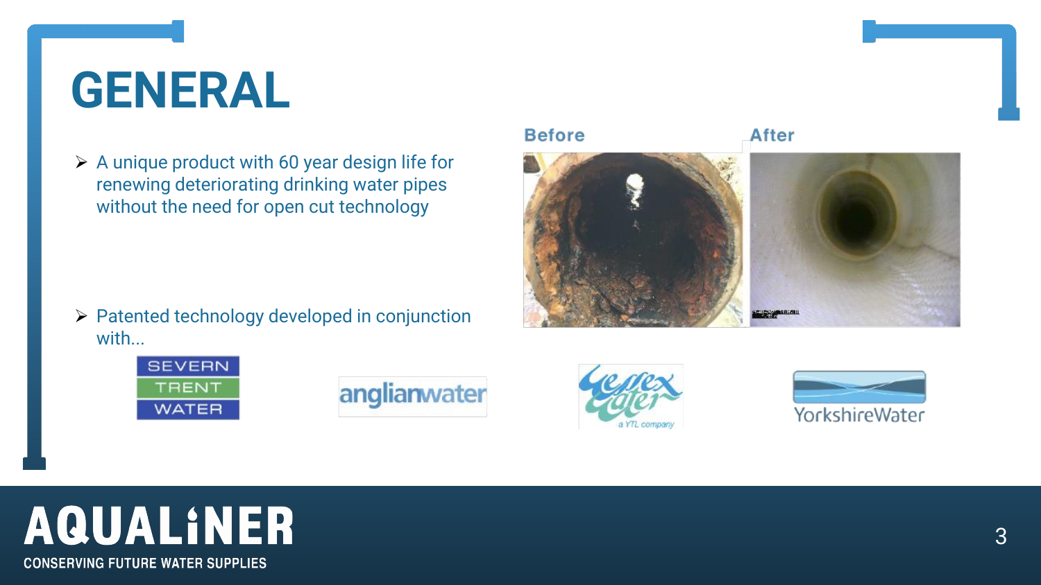# GENERAL

- A unique product with 60 year design life for renewing deteriorating drinking water pipes without the need for open cut technology

- Patented technology developed in conjunction with...

Before

After

SEVERN TRENT WATER

anglianwater

Wessex Water a YTL company

YorkshireWater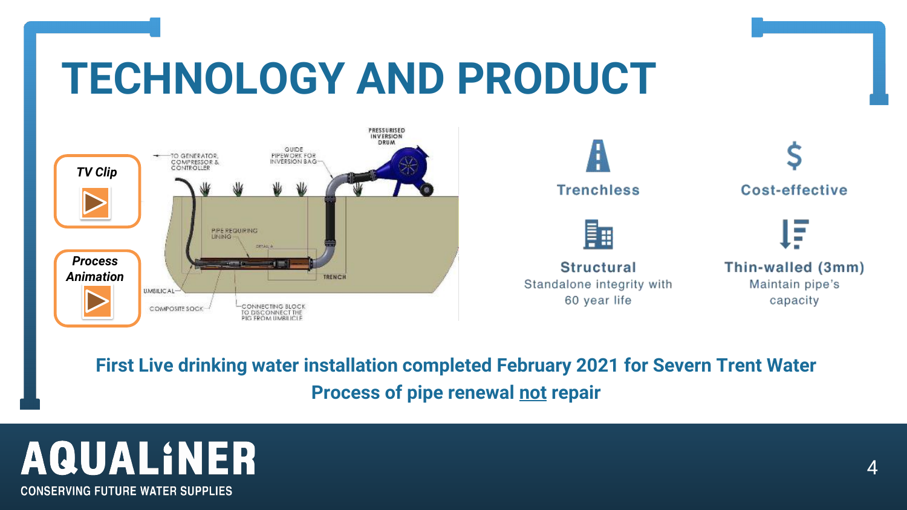# TECHNOLOGY AND PRODUCT

*TV Clip*

*Process Animation*

PRESSURISED INVERSION DRUM

TO GENERATOR, COMPRESSOR & CONTROLLER

GUIDE PIPEWORK FOR INVERSION BAG

PIPE REQUIRING LINING

DETAIL A

TRENCH

UMBILICAL

COMPOSITE SOCK

CONNECTING BLOCK TO DISCONNECT THE PIG FROM UMBILICLE

**Trenchless**

**Cost-effective**

**Structural**
Standalone integrity with 60 year life

**Thin-walled (3mm)**
Maintain pipe's capacity

**First Live drinking water installation completed February 2021 for Severn Trent Water**

**Process of pipe renewal <u>not</u> repair**

AQUALiNER

CONSERVING FUTURE WATER SUPPLIES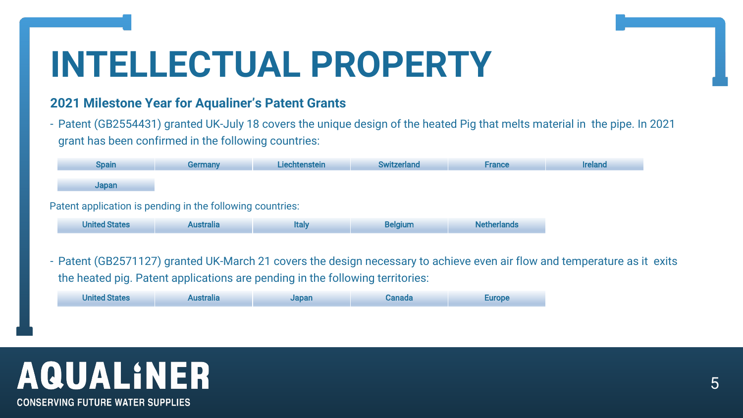# INTELLECTUAL PROPERTY

### 2021 Milestone Year for Aqualiner's Patent Grants

- Patent (GB2554431) granted UK-July 18 covers the unique design of the heated Pig that melts material in the pipe. In 2021 grant has been confirmed in the following countries:

| Spain | Germany | Liechtenstein | Switzerland | France | Ireland |
|---|---|---|---|---|---|
| Japan | | | | | |

Patent application is pending in the following countries:

| United States | Australia | Italy | Belgium | Netherlands |
|---|---|---|---|---|

- Patent (GB2571127) granted UK-March 21 covers the design necessary to achieve even air flow and temperature as it exits the heated pig. Patent applications are pending in the following territories:

| United States | Australia | Japan | Canada | Europe |
|---|---|---|---|---|

AQUALINER

CONSERVING FUTURE WATER SUPPLIES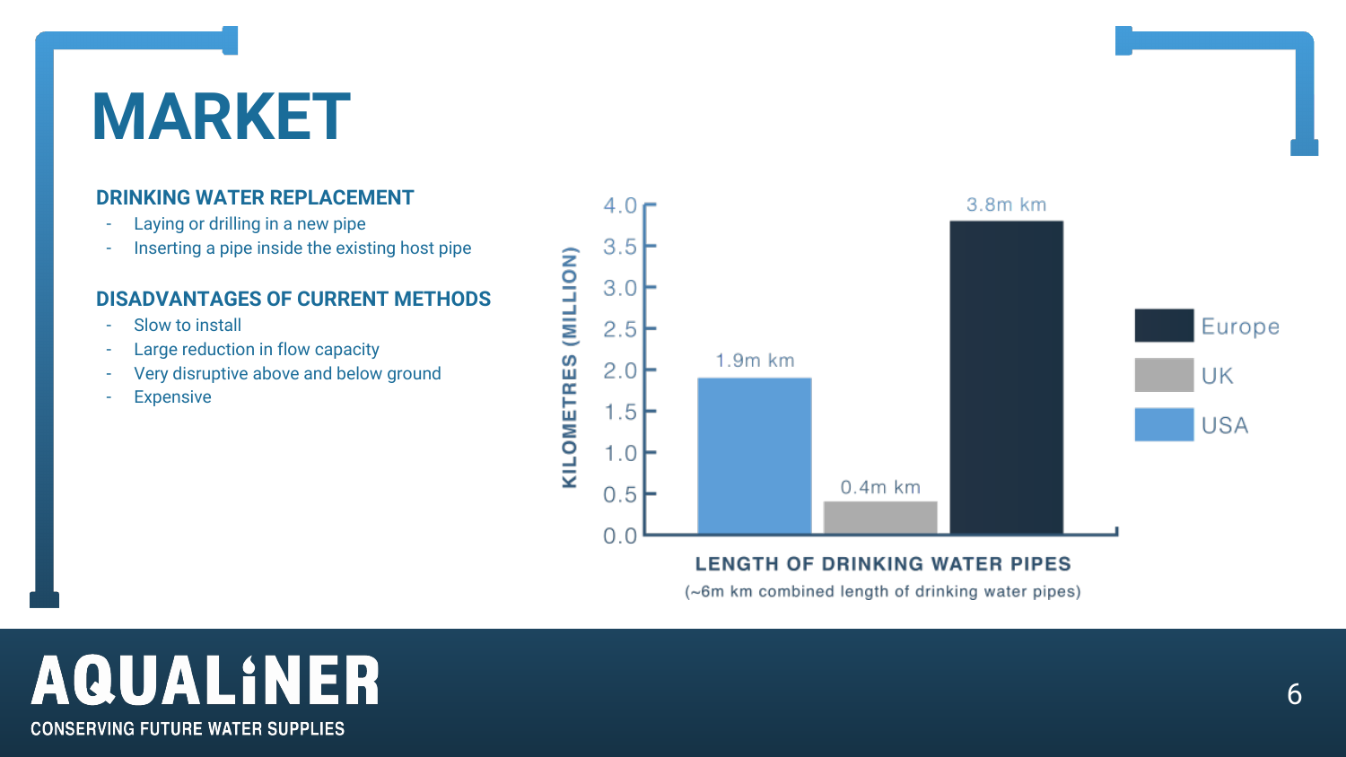# MARKET

### DRINKING WATER REPLACEMENT

- Laying or drilling in a new pipe
- Inserting a pipe inside the existing host pipe

### DISADVANTAGES OF CURRENT METHODS

- Slow to install
- Large reduction in flow capacity
- Very disruptive above and below ground
- Expensive

| Region | Length of drinking water pipes |
| --- | --- |
| USA | 1.9m km |
| UK | 0.4m km |
| Europe | 3.8m km |

**LENGTH OF DRINKING WATER PIPES**

(~6m km combined length of drinking water pipes)

**AQUALiNER**

CONSERVING FUTURE WATER SUPPLIES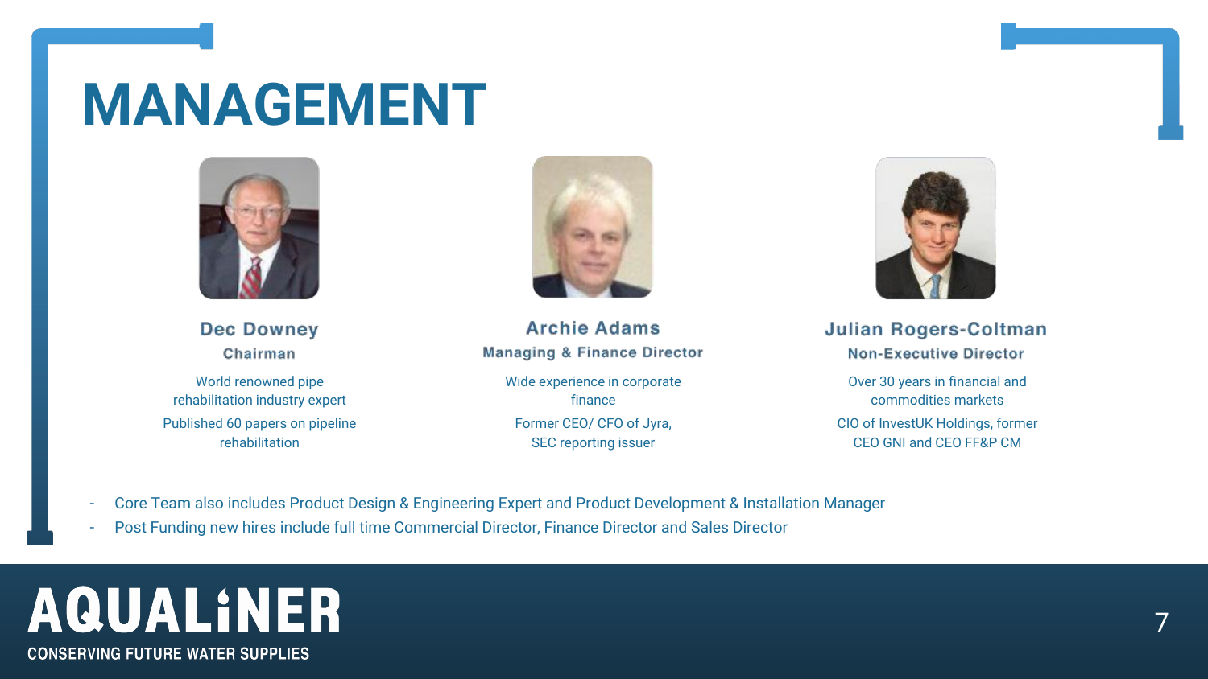# MANAGEMENT

### Dec Downey
**Chairman**

World renowned pipe rehabilitation industry expert

Published 60 papers on pipeline rehabilitation

### Archie Adams
**Managing & Finance Director**

Wide experience in corporate finance

Former CEO/ CFO of Jyra, SEC reporting issuer

### Julian Rogers-Coltman
**Non-Executive Director**

Over 30 years in financial and commodities markets

CIO of InvestUK Holdings, former CEO GNI and CEO FF&P CM

- Core Team also includes Product Design & Engineering Expert and Product Development & Installation Manager
- Post Funding new hires include full time Commercial Director, Finance Director and Sales Director

AQUALINER
CONSERVING FUTURE WATER SUPPLIES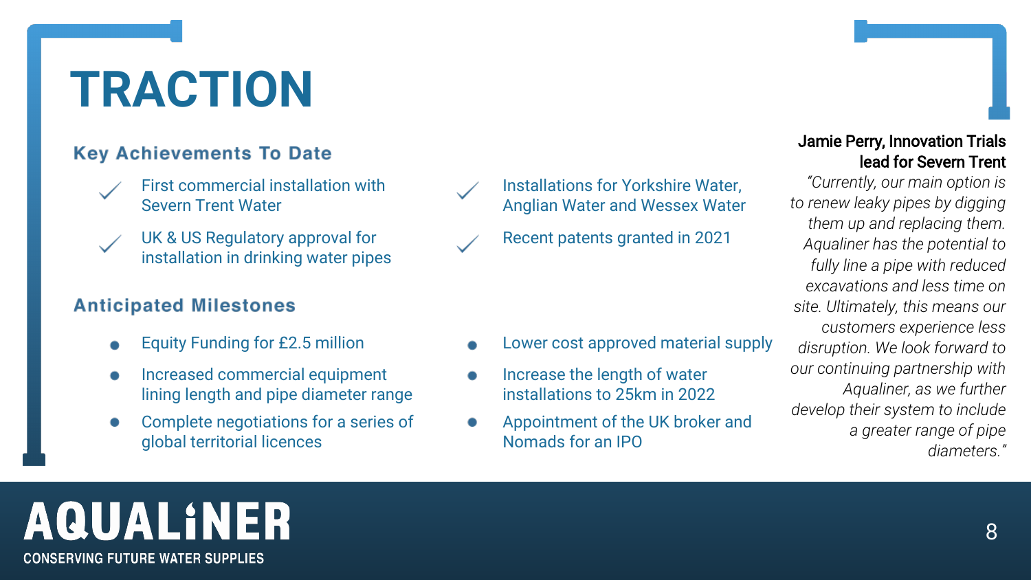# TRACTION

## Key Achievements To Date

- ✓ First commercial installation with Severn Trent Water
- ✓ UK & US Regulatory approval for installation in drinking water pipes
- ✓ Installations for Yorkshire Water, Anglian Water and Wessex Water
- ✓ Recent patents granted in 2021

## Anticipated Milestones

- Equity Funding for £2.5 million
- Increased commercial equipment lining length and pipe diameter range
- Complete negotiations for a series of global territorial licences
- Lower cost approved material supply
- Increase the length of water installations to 25km in 2022
- Appointment of the UK broker and Nomads for an IPO

**Jamie Perry, Innovation Trials lead for Severn Trent**

*"Currently, our main option is to renew leaky pipes by digging them up and replacing them. Aqualiner has the potential to fully line a pipe with reduced excavations and less time on site. Ultimately, this means our customers experience less disruption. We look forward to our continuing partnership with Aqualiner, as we further develop their system to include a greater range of pipe diameters."*

AQUALiNER

CONSERVING FUTURE WATER SUPPLIES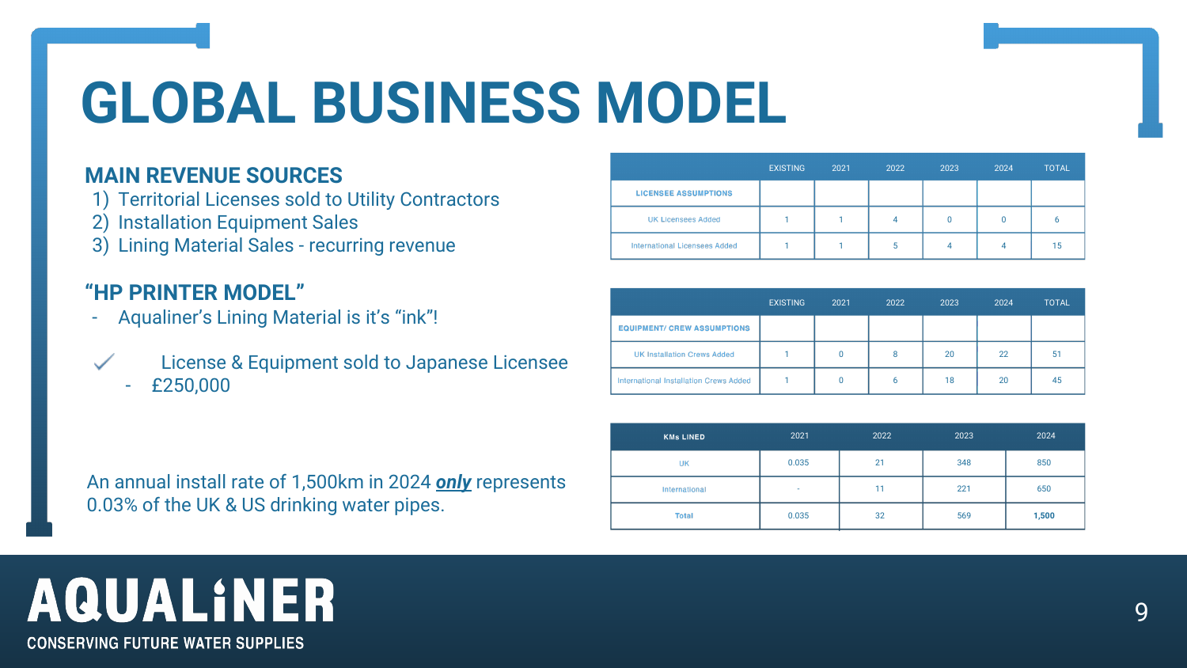# GLOBAL BUSINESS MODEL

## MAIN REVENUE SOURCES

1) Territorial Licenses sold to Utility Contractors
2) Installation Equipment Sales
3) Lining Material Sales - recurring revenue

## “HP PRINTER MODEL”

- Aqualiner’s Lining Material is it’s “ink”!

✓ License & Equipment sold to Japanese Licensee
- £250,000

An annual install rate of 1,500km in 2024 ***only*** represents 0.03% of the UK & US drinking water pipes.

| | EXISTING | 2021 | 2022 | 2023 | 2024 | TOTAL |
|---|---|---|---|---|---|---|
| **LICENSEE ASSUMPTIONS** | | | | | | |
| UK Licensees Added | 1 | 1 | 4 | 0 | 0 | 6 |
| International Licensees Added | 1 | 1 | 5 | 4 | 4 | 15 |

| | EXISTING | 2021 | 2022 | 2023 | 2024 | TOTAL |
|---|---|---|---|---|---|---|
| **EQUIPMENT/ CREW ASSUMPTIONS** | | | | | | |
| UK Installation Crews Added | 1 | 0 | 8 | 20 | 22 | 51 |
| International Installation Crews Added | 1 | 0 | 6 | 18 | 20 | 45 |

| KMs LINED | 2021 | 2022 | 2023 | 2024 |
|---|---|---|---|---|
| UK | 0.035 | 21 | 348 | 850 |
| International | - | 11 | 221 | 650 |
| **Total** | 0.035 | 32 | 569 | **1,500** |

AQUALiNER
CONSERVING FUTURE WATER SUPPLIES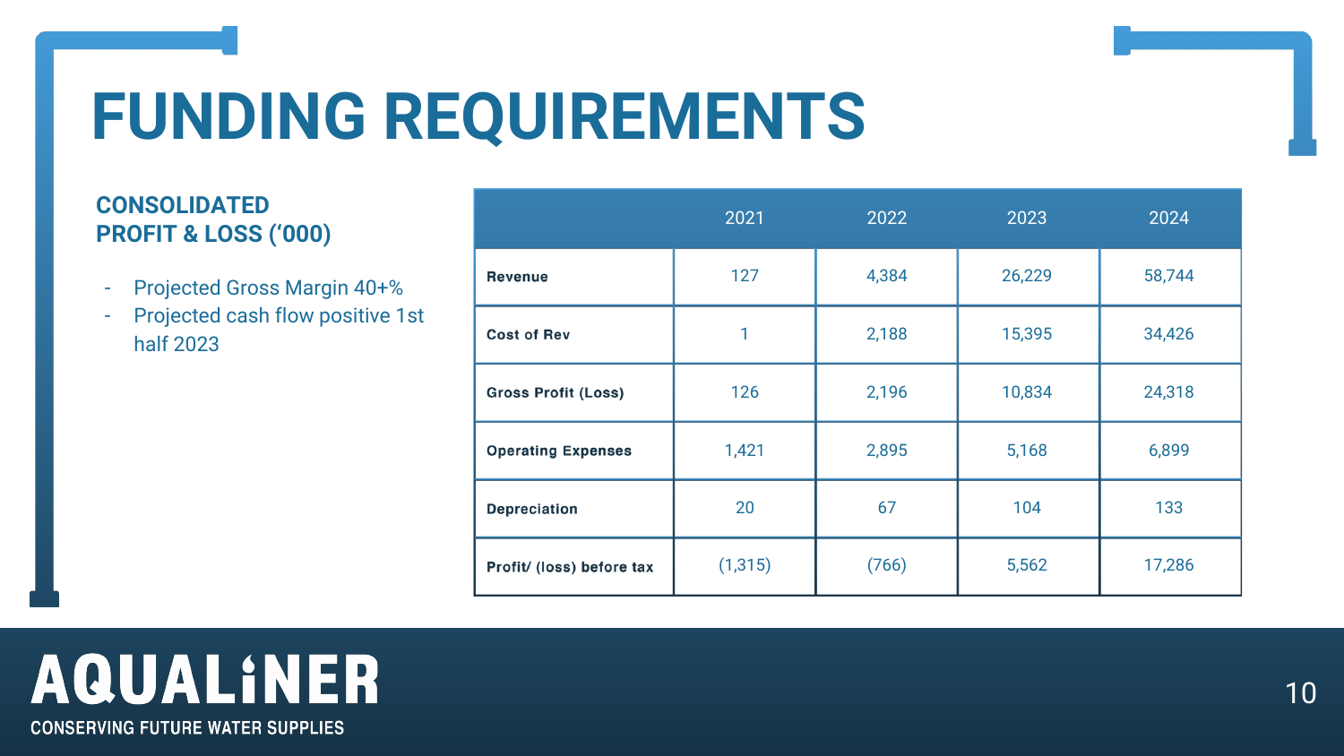# FUNDING REQUIREMENTS

## CONSOLIDATED PROFIT & LOSS (‘000)

- Projected Gross Margin 40+%
- Projected cash flow positive 1st half 2023

| | 2021 | 2022 | 2023 | 2024 |
|---|---|---|---|---|
| **Revenue** | 127 | 4,384 | 26,229 | 58,744 |
| **Cost of Rev** | 1 | 2,188 | 15,395 | 34,426 |
| **Gross Profit (Loss)** | 126 | 2,196 | 10,834 | 24,318 |
| **Operating Expenses** | 1,421 | 2,895 | 5,168 | 6,899 |
| **Depreciation** | 20 | 67 | 104 | 133 |
| **Profit/ (loss) before tax** | (1,315) | (766) | 5,562 | 17,286 |

AQUALINER

CONSERVING FUTURE WATER SUPPLIES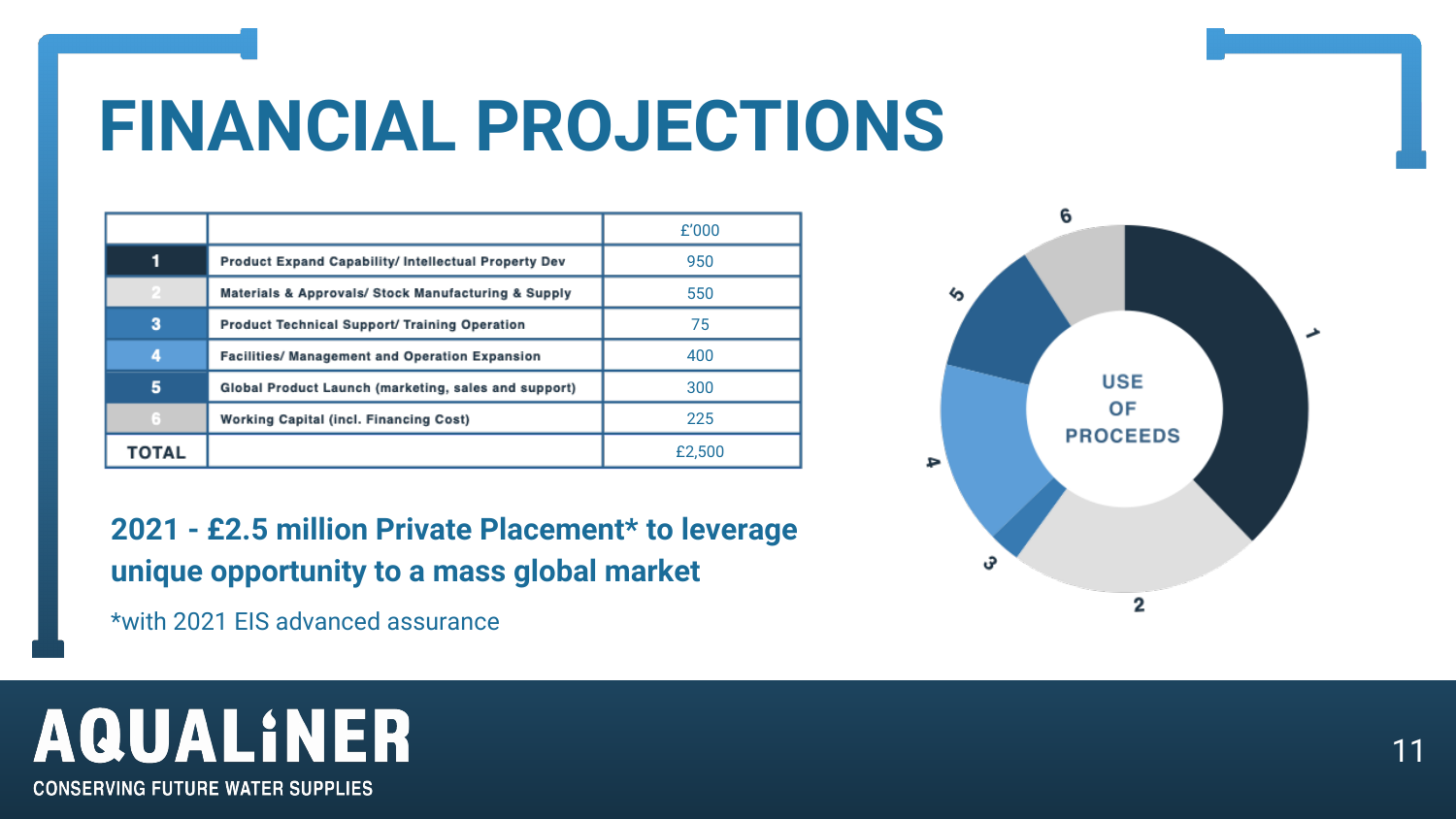# FINANCIAL PROJECTIONS

| | | £'000 |
|---|---|---|
| 1 | Product Expand Capability/ Intellectual Property Dev | 950 |
| 2 | Materials & Approvals/ Stock Manufacturing & Supply | 550 |
| 3 | Product Technical Support/ Training Operation | 75 |
| 4 | Facilities/ Management and Operation Expansion | 400 |
| 5 | Global Product Launch (marketing, sales and support) | 300 |
| 6 | Working Capital (incl. Financing Cost) | 225 |
| TOTAL | | £2,500 |

USE OF PROCEEDS

**2021 - £2.5 million Private Placement* to leverage unique opportunity to a mass global market**

*with 2021 EIS advanced assurance

AQUALiNER

CONSERVING FUTURE WATER SUPPLIES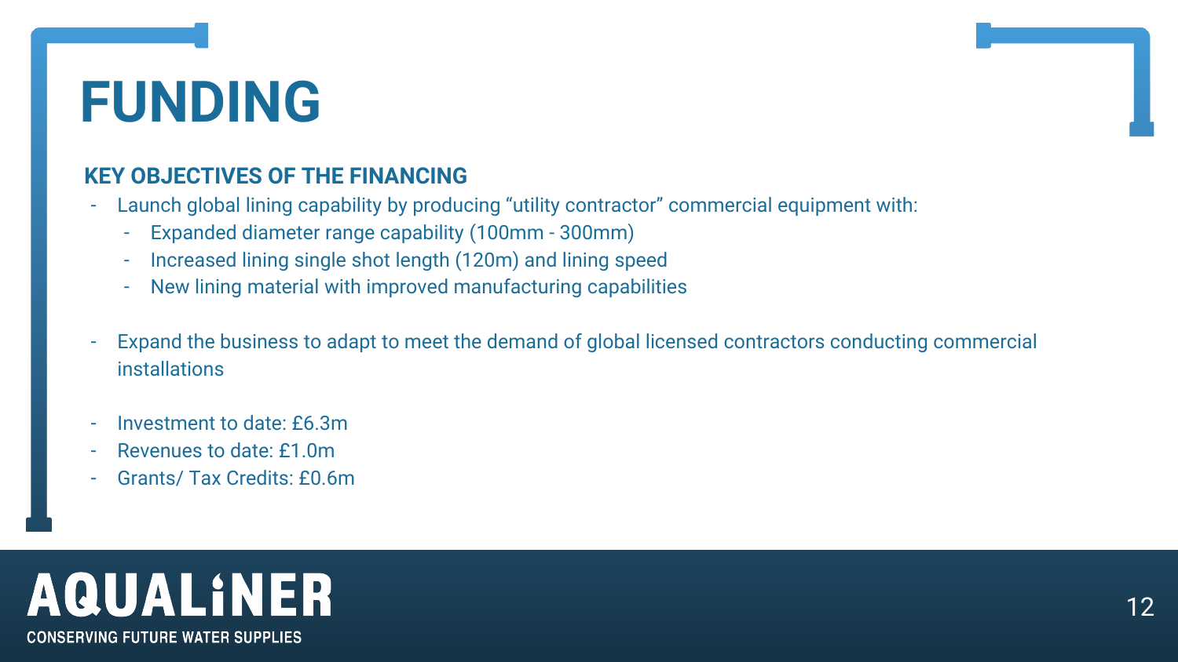# FUNDING

## KEY OBJECTIVES OF THE FINANCING

- Launch global lining capability by producing “utility contractor” commercial equipment with:
  - Expanded diameter range capability (100mm - 300mm)
  - Increased lining single shot length (120m) and lining speed
  - New lining material with improved manufacturing capabilities

- Expand the business to adapt to meet the demand of global licensed contractors conducting commercial installations

- Investment to date: £6.3m
- Revenues to date: £1.0m
- Grants/ Tax Credits: £0.6m

AQUALiNER

CONSERVING FUTURE WATER SUPPLIES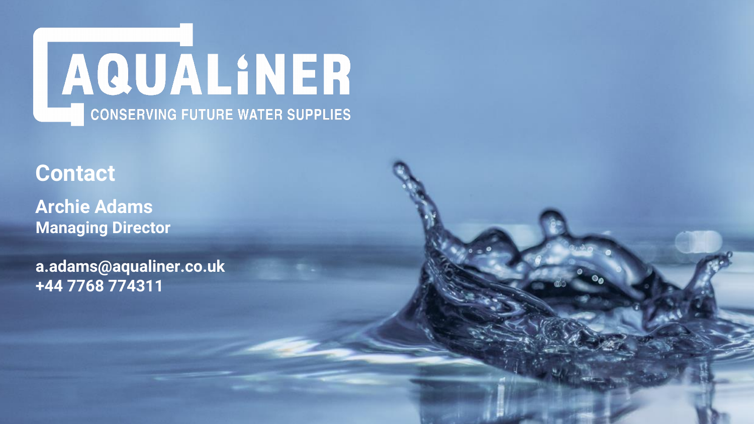AQUALiNER

CONSERVING FUTURE WATER SUPPLIES

## Contact

**Archie Adams**
**Managing Director**

**a.adams@aqualiner.co.uk**
**+44 7768 774311**